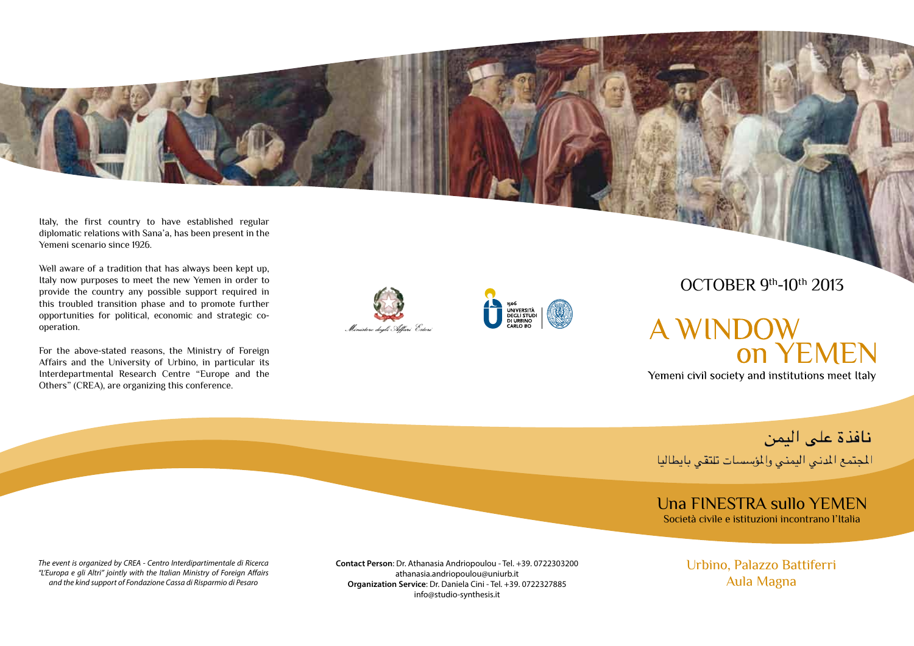Italy, the first country to have established regular diplomatic relations with Sana'a, has been present in the Yemeni scenario since 1926.

Well aware of a tradition that has always been kept up, Italy now purposes to meet the new Yemen in order to provide the country any possible support required in this troubled transition phase and to promote further opportunities for political, economic and strategic co-operation.

For the above-stated reasons, the Ministry of Foreign Affairs and the University of Urbino, in particular its Interdepartmental Research Centre "Europe and the Others" (CREA), are organizing this conference.

Ministero degli Affari Esteri

1506 UNIVERSITÀ DEGLI STUDI DI URBINO CARLO BO

OCTOBER 9th-10th 2013

# A WINDOW on YEMEN

Yemeni civil society and institutions meet Italy

## نافذة على اليمن

المجتمع المدني اليمني والمؤسسات تلتقي بايطاليا

## Una FINESTRA sullo YEMEN

Società civile e istituzioni incontrano l'Italia

*The event is organized by CREA - Centro Interdipartimentale di Ricerca "L'Europa e gli Altri" jointly with the Italian Ministry of Foreign Affairs and the kind support of Fondazione Cassa di Risparmio di Pesaro*

**Contact Person**: Dr. Athanasia Andriopoulou - Tel. +39. 0722303200
athanasia.andriopoulou@uniurb.it
**Organization Service**: Dr. Daniela Cini - Tel. +39. 0722327885
info@studio-synthesis.it

Urbino, Palazzo Battiferri
Aula Magna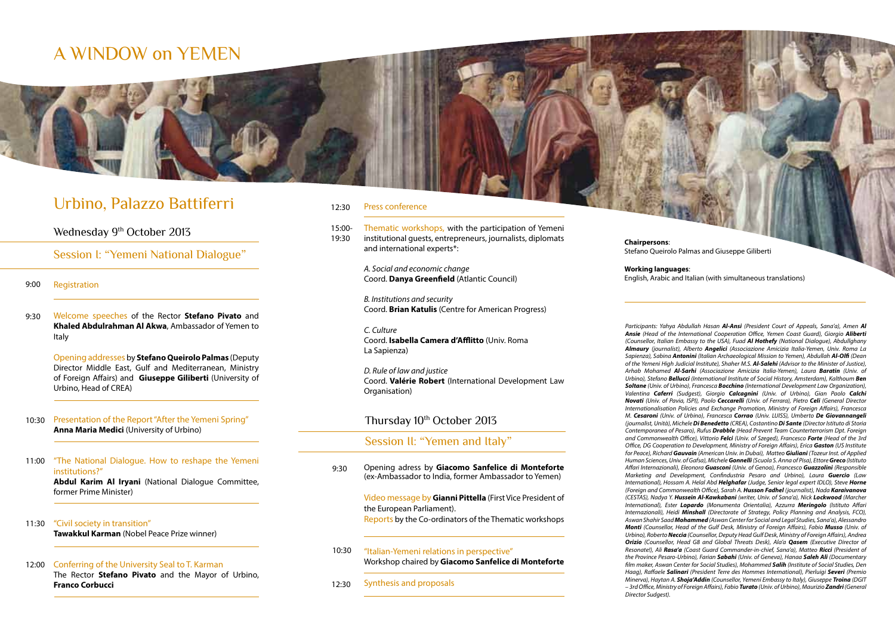# A WINDOW on YEMEN

## Urbino, Palazzo Battiferri

### Wednesday 9th October 2013

### Session I: "Yemeni National Dialogue"

9:00 Registration

9:30 Welcome speeches of the Rector **Stefano Pivato** and **Khaled Abdulrahman Al Akwa**, Ambassador of Yemen to Italy

Opening addresses by **Stefano Queirolo Palmas** (Deputy Director Middle East, Gulf and Mediterranean, Ministry of Foreign Affairs) and **Giuseppe Giliberti** (University of Urbino, Head of CREA)

10:30 Presentation of the Report "After the Yemeni Spring"
**Anna Maria Medici** (University of Urbino)

11:00 "The National Dialogue. How to reshape the Yemeni institutions?"
**Abdul Karim Al Iryani** (National Dialogue Committee, former Prime Minister)

11:30 "Civil society in transition"
**Tawakkul Karman** (Nobel Peace Prize winner)

12:00 Conferring of the University Seal to T. Karman
The Rector **Stefano Pivato** and the Mayor of Urbino, **Franco Corbucci**

12:30 Press conference

15:00-19:30 Thematic workshops, with the participation of Yemeni institutional guests, entrepreneurs, journalists, diplomats and international experts*:

*A. Social and economic change*
Coord. **Danya Greenfield** (Atlantic Council)

*B. Institutions and security*
Coord. **Brian Katulis** (Centre for American Progress)

*C. Culture*
Coord. **Isabella Camera d'Afflitto** (Univ. Roma La Sapienza)

*D. Rule of law and justice*
Coord. **Valérie Robert** (International Development Law Organisation)

### Thursday 10th October 2013

### Session II: "Yemen and Italy"

9:30 Opening adress by **Giacomo Sanfelice di Monteforte** (ex-Ambassador to India, former Ambassador to Yemen)

Video message by **Gianni Pittella** (First Vice President of the European Parliament).
Reports by the Co-ordinators of the Thematic workshops

10:30 "Italian-Yemeni relations in perspective"
Workshop chaired by **Giacomo Sanfelice di Monteforte**

12:30 Synthesis and proposals

**Chairpersons**:
Stefano Queirolo Palmas and Giuseppe Giliberti

**Working languages**:
English, Arabic and Italian (with simultaneous translations)

*Participants: Yahya Abdullah Hasan **Al-Ansi** (President Court of Appeals, Sana'a), Amen **Al Ansie** (Head of the International Cooperation Office, Yemen Coast Guard), Giorgio **Aliberti** (Counsellor, Italian Embassy to the USA), Fuad **Al Hothefy** (National Dialogue), Abdullghany **Almaury** (journalist), Alberto **Angelici** (Associazione Amicizia Italia-Yemen, Univ. Roma La Sapienza), Sabina **Antonini** (Italian Archaeological Mission to Yemen), Abdullah **Al-Olfi** (Dean of the Yemeni High Judicial Institute), Shaher M.S. **Al-Salehi** (Advisor to the Minister of Justice), Arhab Mohamed **Al-Sarhi** (Associazione Amicizia Italia-Yemen), Laura **Baratin** (Univ. of Urbino), Stefano **Bellucci** (International Institute of Social History, Amsterdam), Kalthoum **Ben Soltane** (Univ. of Urbino), Francesca **Bocchino** (International Development Law Organization), Valentina **Caferri** (Sudgest), Giorgio **Calcagnini** (Univ. of Urbino), Gian Paolo **Calchi Novati** (Univ. of Pavia, ISPI), Paolo **Ceccarelli** (Univ. of Ferrara), Pietro **Celi** (General Director Internationalisation Policies and Exchange Promotion, Ministry of Foreign Affairs), Francesca M. **Cesaroni** (Univ. of Urbino), Francesca **Corrao** (Univ. LUISS), Umberto **De Giovannangeli** (journalist, Unità), Michele **Di Benedetto** (CREA), Costantino **Di Sante** (Director Istituto di Storia Contemporanea of Pesaro), Rufus **Drabble** (Head Prevent Team Counterterrorism Dpt. Foreign and Commonwealth Office), Vittorio **Felci** (Univ. of Szeged), Francesco **Forte** (Head of the 3rd Office, DG Cooperation to Development, Ministry of Foreign Affairs), Erica **Gaston** (US Institute for Peace), Richard **Gauvain** (American Univ. in Dubai), Matteo **Giuliani** (Tozeur Inst. of Applied Human Sciences, Univ. of Gafsa), Michele **Gonnelli** (Scuola S. Anna of Pisa), Ettore **Greco** (Istituto Affari Internazionali), Eleonora **Guasconi** (Univ. of Genoa), Francesco **Guazzolini** (Responsible Marketing and Development, Confindustria Pesaro and Urbino), Laura **Guercio** (Law International), Hossam A. Helal Abd **Helghafar** (Judge, Senior legal expert IDLO), Steve **Horne** (Foreign and Commonwealth Office), Sarah A. **Husson Fadhel** (journalist), Nada **Karaivanova** (CESTAS), Nadya Y. **Hussein Al-Kawkabani** (writer, Univ. of Sana'a), Nick **Lockwood** (Marcher International), Ester **Lopardo** (Monumenta Orientalia), Azzurra **Meringolo** (Istituto Affari Internazionali), Heidi **Minshall** (Directorate of Strategy, Policy Planning and Analysis, FCO), Aswan Shahir Saad **Mohammed** (Aswan Center for Social and Legal Studies, Sana'a), Alessandro **Monti** (Counsellor, Head of the Gulf Desk, Ministry of Foreign Affairs), Fabio **Musso** (Univ. of Urbino), Roberto **Neccia** (Counsellor, Deputy Head Gulf Desk, Ministry of Foreign Affairs), Andrea **Orizio** (Counsellor, Head G8 and Global Threats Desk), Ala'a **Qasem** (Executive Director of Resonate!), Ali **Rasa'a** (Coast Guard Commander-in-chief, Sana'a), Matteo **Ricci** (President of the Province Pesaro-Urbino), Farian **Sabahi** (Univ. of Geneva), Hanaa **Saleh Ali** (Documentary film maker, Aswan Center for Social Studies), Mohammed **Salih** (Institute of Social Studies, Den Haag), Raffaele **Salinari** (President Terre des Hommes International), Pierluigi **Severi** (Premio Minerva), Haytan A. **Shoja'Addin** (Counsellor, Yemeni Embassy to Italy), Giuseppe **Troina** (DGIT – 3rd Office, Ministry of Foreign Affairs), Fabio **Turato** (Univ. of Urbino), Maurizio **Zandri** (General Director Sudgest).*